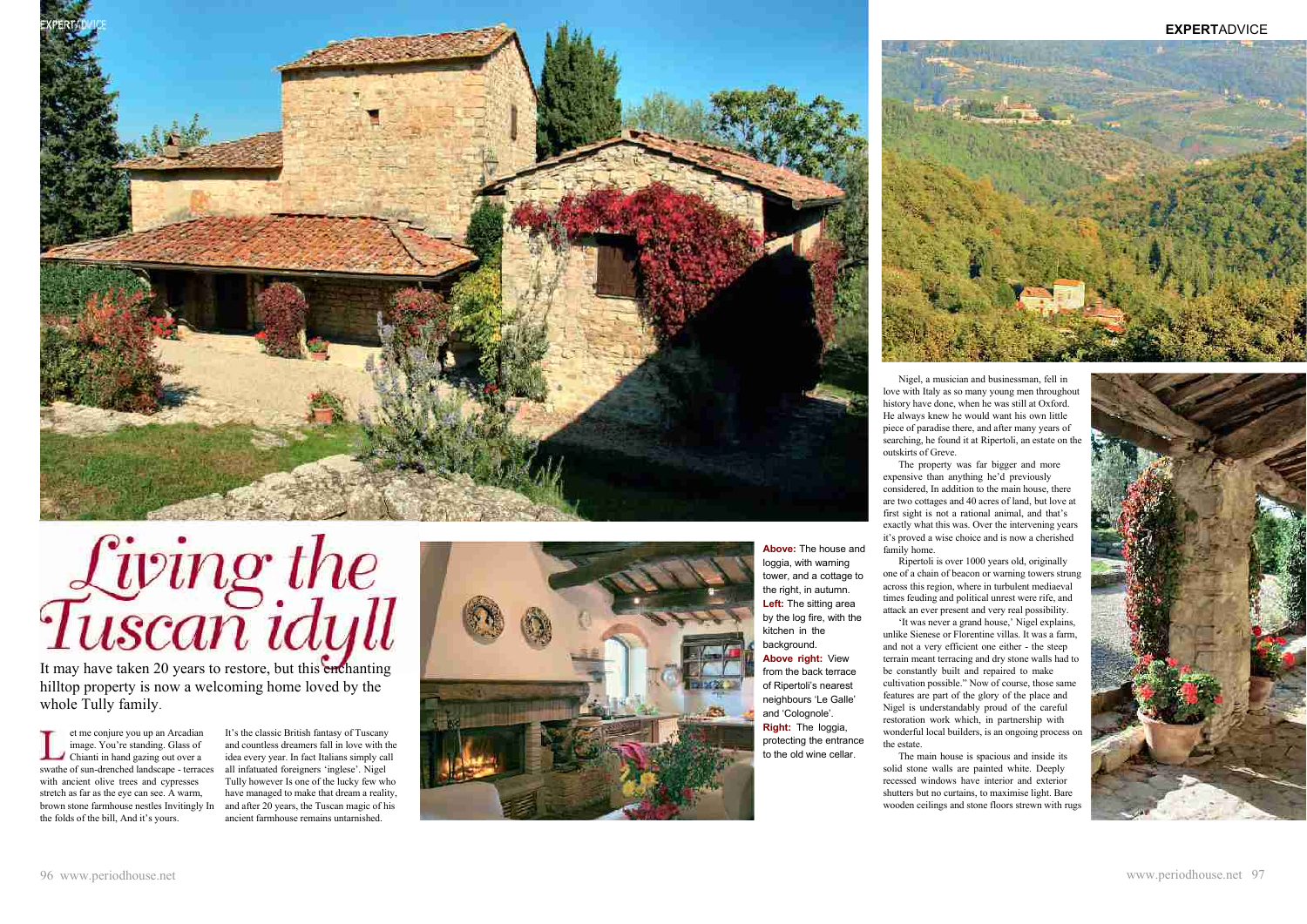# Living the Tuscan idyll

It may have taken 20 years to restore, but this enchanting hilltop property is now a welcoming home loved by the whole Tully family.

Let me conjure you up an Arcadian image. You're standing. Glass of Chianti in hand gazing out over a swathe of sun-drenched landscape - terraces with ancient olive trees and cypresses stretch as far as the eye can see. A warm, brown stone farmhouse nestles Invitingly In the folds of the bill, And it's yours.

It's the classic British fantasy of Tuscany and countless dreamers fall in love with the idea every year. In fact Italians simply call all infatuated foreigners 'inglese'. Nigel Tully however Is one of the lucky few who have managed to make that dream a reality, and after 20 years, the Tuscan magic of his ancient farmhouse remains untarnished.

**Above:** The house and loggia, with warning tower, and a cottage to the right, in autumn. **Left:** The sitting area by the log fire, with the kitchen in the background. **Above right:** View from the back terrace of Ripertoli's nearest neighbours 'Le Galle' and 'Colognole'. **Right:** The loggia, protecting the entrance to the old wine cellar.

Nigel, a musician and businessman, fell in love with Italy as so many young men throughout history have done, when he was still at Oxford. He always knew he would want his own little piece of paradise there, and after many years of searching, he found it at Ripertoli, an estate on the outskirts of Greve.

The property was far bigger and more expensive than anything he'd previously considered, In addition to the main house, there are two cottages and 40 acres of land, but love at first sight is not a rational animal, and that's exactly what this was. Over the intervening years it's proved a wise choice and is now a cherished family home.

Ripertoli is over 1000 years old, originally one of a chain of beacon or warning towers strung across this region, where in turbulent mediaeval times feuding and political unrest were rife, and attack an ever present and very real possibility.

'It was never a grand house,' Nigel explains, unlike Sienese or Florentine villas. It was a farm, and not a very efficient one either - the steep terrain meant terracing and dry stone walls had to be constantly built and repaired to make cultivation possible." Now of course, those same features are part of the glory of the place and Nigel is understandably proud of the careful restoration work which, in partnership with wonderful local builders, is an ongoing process on the estate.

The main house is spacious and inside its solid stone walls are painted white. Deeply recessed windows have interior and exterior shutters but no curtains, to maximise light. Bare wooden ceilings and stone floors strewn with rugs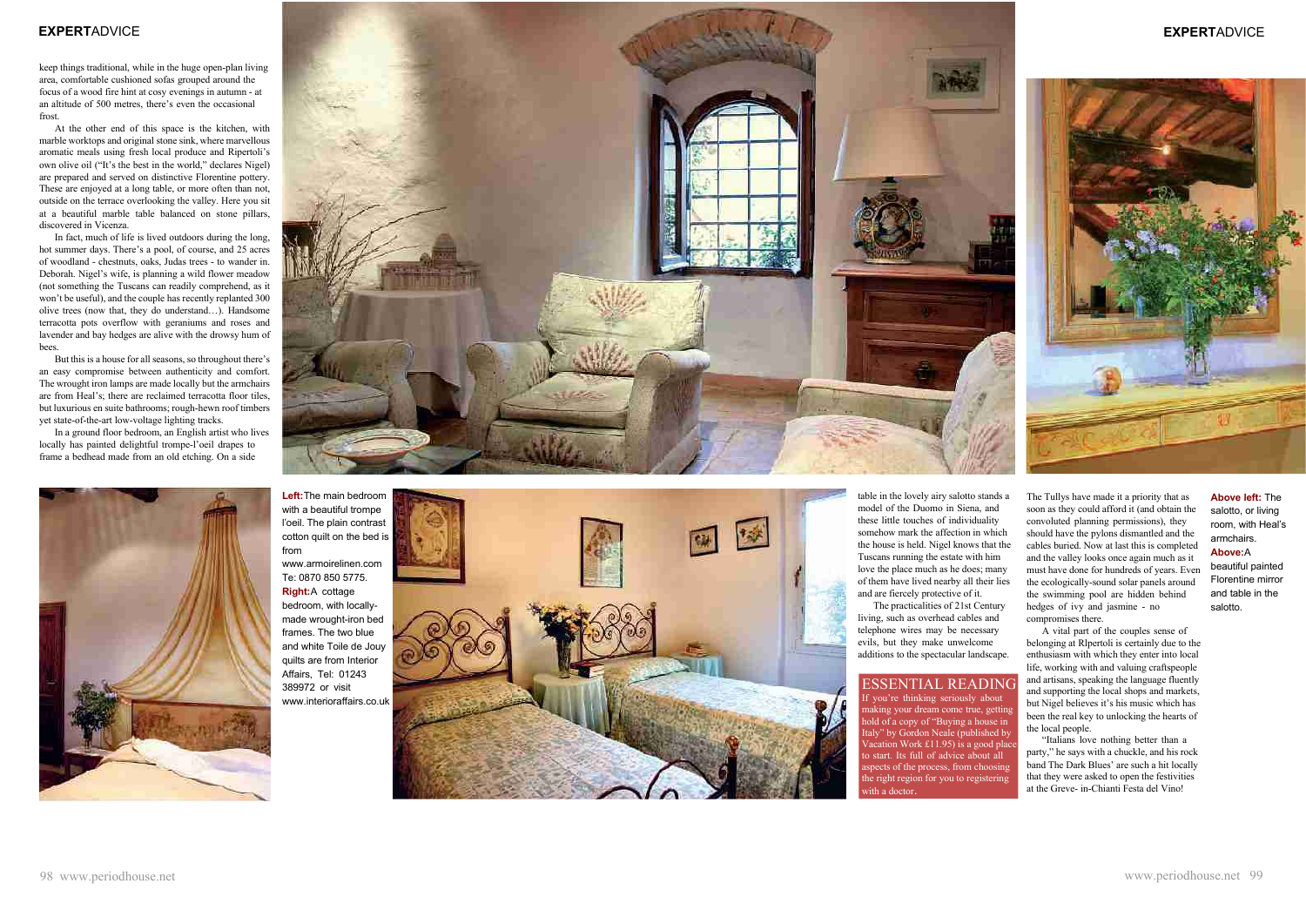keep things traditional, while in the huge open-plan living area, comfortable cushioned sofas grouped around the focus of a wood fire hint at cosy evenings in autumn - at an altitude of 500 metres, there's even the occasional frost.

At the other end of this space is the kitchen, with marble worktops and original stone sink, where marvellous aromatic meals using fresh local produce and Ripertoli's own olive oil ("It's the best in the world," declares Nigel) are prepared and served on distinctive Florentine pottery. These are enjoyed at a long table, or more often than not, outside on the terrace overlooking the valley. Here you sit at a beautiful marble table balanced on stone pillars, discovered in Vicenza.

In fact, much of life is lived outdoors during the long, hot summer days. There's a pool, of course, and 25 acres of woodland - chestnuts, oaks, Judas trees - to wander in. Deborah. Nigel's wife, is planning a wild flower meadow (not something the Tuscans can readily comprehend, as it won't be useful), and the couple has recently replanted 300 olive trees (now that, they do understand…). Handsome terracotta pots overflow with geraniums and roses and lavender and bay hedges are alive with the drowsy hum of bees.

But this is a house for all seasons, so throughout there's an easy compromise between authenticity and comfort. The wrought iron lamps are made locally but the armchairs are from Heal's; there are reclaimed terracotta floor tiles, but luxurious en suite bathrooms; rough-hewn roof timbers yet state-of-the-art low-voltage lighting tracks.

In a ground floor bedroom, an English artist who lives locally has painted delightful trompe-l'oeil drapes to frame a bedhead made from an old etching. On a side table in the lovely airy salotto stands a model of the Duomo in Siena, and these little touches of individuality somehow mark the affection in which the house is held. Nigel knows that the Tuscans running the estate with him love the place much as he does; many of them have lived nearby all their lies and are fiercely protective of it.

The practicalities of 21st Century living, such as overhead cables and telephone wires may be necessary evils, but they make unwelcome additions to the spectacular landscape. The Tullys have made it a priority that as soon as they could afford it (and obtain the convoluted planning permissions), they should have the pylons dismantled and the cables buried. Now at last this is completed and the valley looks once again much as it must have done for hundreds of years. Even the ecologically-sound solar panels around the swimming pool are hidden behind hedges of ivy and jasmine - no compromises there.

A vital part of the couples sense of belonging at Rlpertoli is certainly due to the enthusiasm with which they enter into local life, working with and valuing craftspeople and artisans, speaking the language fluently and supporting the local shops and markets, but Nigel believes it's his music which has been the real key to unlocking the hearts of the local people.

"Italians love nothing better than a party," he says with a chuckle, and his rock band The Dark Blues' are such a hit locally that they were asked to open the festivities at the Greve- in-Chianti Festa del Vino!

## ESSENTIAL READING

If you're thinking seriously about making your dream come true, getting hold of a copy of "Buying a house in Italy" by Gordon Neale (published by Vacation Work £11.95) is a good place to start. Its full of advice about all aspects of the process, from choosing the right region for you to registering with a doctor.

**Left:** The main bedroom with a beautiful trompe l'oeil. The plain contrast cotton quilt on the bed is from www.armoirelinen.com Te: 0870 850 5775. **Right:** A cottage bedroom, with locally-made wrought-iron bed frames. The two blue and white Toile de Jouy quilts are from Interior Affairs, Tel: 01243 389972 or visit www.interioraffairs.co.uk

**Above left:** The salotto, or living room, with Heal's armchairs. **Above:** A beautiful painted Florentine mirror and table in the salotto.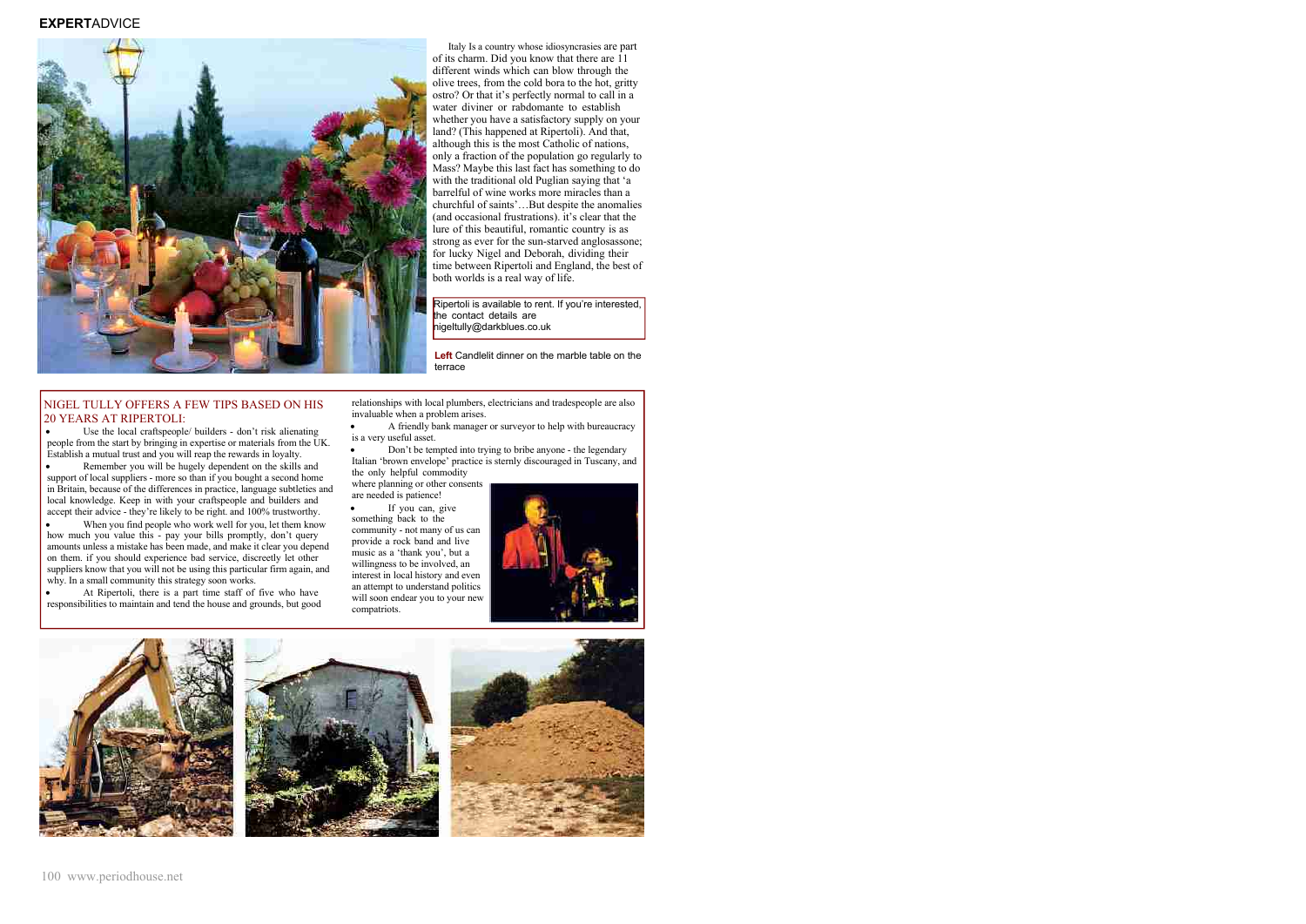Italy Is a country whose idiosyncrasies are part of its charm. Did you know that there are 11 different winds which can blow through the olive trees, from the cold bora to the hot, gritty ostro? Or that it's perfectly normal to call in a water diviner or rabdomante to establish whether you have a satisfactory supply on your land? (This happened at Ripertoli). And that, although this is the most Catholic of nations, only a fraction of the population go regularly to Mass? Maybe this last fact has something to do with the traditional old Puglian saying that 'a barrelful of wine works more miracles than a churchful of saints'…But despite the anomalies (and occasional frustrations). it's clear that the lure of this beautiful, romantic country is as strong as ever for the sun-starved anglosassone; for lucky Nigel and Deborah, dividing their time between Ripertoli and England, the best of both worlds is a real way of life.

Ripertoli is available to rent. If you're interested, the contact details are nigeltully@darkblues.co.uk

**Left** Candlelit dinner on the marble table on the terrace

## NIGEL TULLY OFFERS A FEW TIPS BASED ON HIS 20 YEARS AT RIPERTOLI:

- Use the local craftspeople/ builders - don't risk alienating people from the start by bringing in expertise or materials from the UK. Establish a mutual trust and you will reap the rewards in loyalty.
- Remember you will be hugely dependent on the skills and support of local suppliers - more so than if you bought a second home in Britain, because of the differences in practice, language subtleties and local knowledge. Keep in with your craftspeople and builders and accept their advice - they're likely to be right. and 100% trustworthy.
- When you find people who work well for you, let them know how much you value this - pay your bills promptly, don't query amounts unless a mistake has been made, and make it clear you depend on them. if you should experience bad service, discreetly let other suppliers know that you will not be using this particular firm again, and why. In a small community this strategy soon works.
- At Ripertoli, there is a part time staff of five who have responsibilities to maintain and tend the house and grounds, but good relationships with local plumbers, electricians and tradespeople are also invaluable when a problem arises.
- A friendly bank manager or surveyor to help with bureaucracy is a very useful asset.
- Don't be tempted into trying to bribe anyone - the legendary Italian 'brown envelope' practice is sternly discouraged in Tuscany, and the only helpful commodity where planning or other consents are needed is patience!
- If you can, give something back to the community - not many of us can provide a rock band and live music as a 'thank you', but a willingness to be involved, an interest in local history and even an attempt to understand politics will soon endear you to your new compatriots.